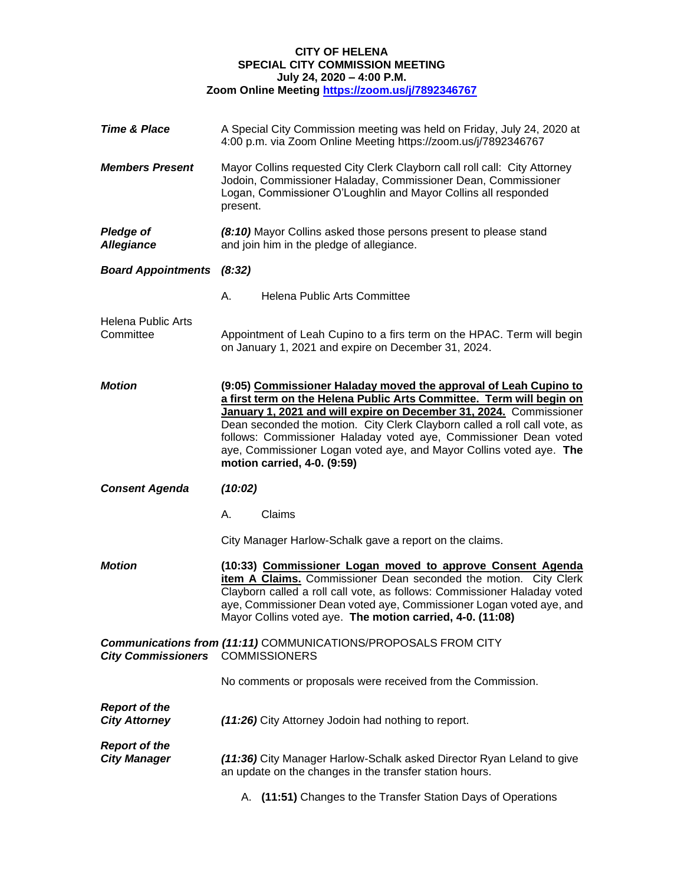**CITY OF HELENA**
**SPECIAL CITY COMMISSION MEETING**
**July 24, 2020 – 4:00 P.M.**
**Zoom Online Meeting https://zoom.us/j/7892346767**

***Time & Place***

A Special City Commission meeting was held on Friday, July 24, 2020 at 4:00 p.m. via Zoom Online Meeting https://zoom.us/j/7892346767

***Members Present***

Mayor Collins requested City Clerk Clayborn call roll call: City Attorney Jodoin, Commissioner Haladay, Commissioner Dean, Commissioner Logan, Commissioner O'Loughlin and Mayor Collins all responded present.

***Pledge of Allegiance***

***(8:10)*** Mayor Collins asked those persons present to please stand and join him in the pledge of allegiance.

***Board Appointments (8:32)***

A. Helena Public Arts Committee

Helena Public Arts Committee

Appointment of Leah Cupino to a firs term on the HPAC. Term will begin on January 1, 2021 and expire on December 31, 2024.

***Motion***

**(9:05) Commissioner Haladay moved the approval of Leah Cupino to a first term on the Helena Public Arts Committee. Term will begin on January 1, 2021 and will expire on December 31, 2024.** Commissioner Dean seconded the motion. City Clerk Clayborn called a roll call vote, as follows: Commissioner Haladay voted aye, Commissioner Dean voted aye, Commissioner Logan voted aye, and Mayor Collins voted aye. **The motion carried, 4-0. (9:59)**

***Consent Agenda (10:02)***

A. Claims

City Manager Harlow-Schalk gave a report on the claims.

***Motion***

**(10:33) Commissioner Logan moved to approve Consent Agenda item A Claims.** Commissioner Dean seconded the motion. City Clerk Clayborn called a roll call vote, as follows: Commissioner Haladay voted aye, Commissioner Dean voted aye, Commissioner Logan voted aye, and Mayor Collins voted aye. **The motion carried, 4-0. (11:08)**

***Communications from City Commissioners***

***(11:11)*** COMMUNICATIONS/PROPOSALS FROM CITY COMMISSIONERS

No comments or proposals were received from the Commission.

***Report of the City Attorney***

***(11:26)*** City Attorney Jodoin had nothing to report.

***Report of the City Manager***

***(11:36)*** City Manager Harlow-Schalk asked Director Ryan Leland to give an update on the changes in the transfer station hours.

A. **(11:51)** Changes to the Transfer Station Days of Operations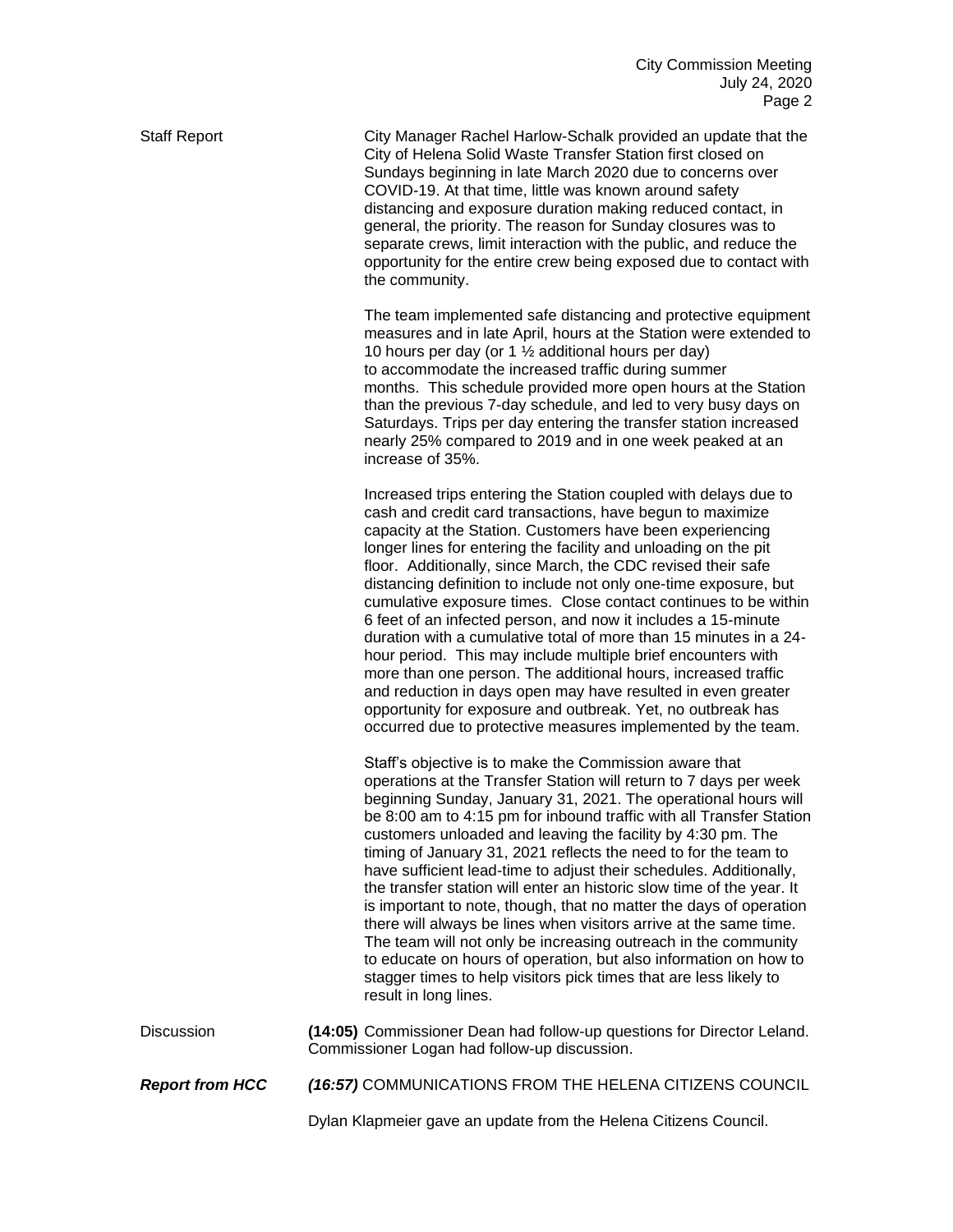**Staff Report**

City Manager Rachel Harlow-Schalk provided an update that the City of Helena Solid Waste Transfer Station first closed on Sundays beginning in late March 2020 due to concerns over COVID-19. At that time, little was known around safety distancing and exposure duration making reduced contact, in general, the priority. The reason for Sunday closures was to separate crews, limit interaction with the public, and reduce the opportunity for the entire crew being exposed due to contact with the community.

The team implemented safe distancing and protective equipment measures and in late April, hours at the Station were extended to 10 hours per day (or 1 ½ additional hours per day) to accommodate the increased traffic during summer months. This schedule provided more open hours at the Station than the previous 7-day schedule, and led to very busy days on Saturdays. Trips per day entering the transfer station increased nearly 25% compared to 2019 and in one week peaked at an increase of 35%.

Increased trips entering the Station coupled with delays due to cash and credit card transactions, have begun to maximize capacity at the Station. Customers have been experiencing longer lines for entering the facility and unloading on the pit floor. Additionally, since March, the CDC revised their safe distancing definition to include not only one-time exposure, but cumulative exposure times. Close contact continues to be within 6 feet of an infected person, and now it includes a 15-minute duration with a cumulative total of more than 15 minutes in a 24-hour period. This may include multiple brief encounters with more than one person. The additional hours, increased traffic and reduction in days open may have resulted in even greater opportunity for exposure and outbreak. Yet, no outbreak has occurred due to protective measures implemented by the team.

Staff's objective is to make the Commission aware that operations at the Transfer Station will return to 7 days per week beginning Sunday, January 31, 2021. The operational hours will be 8:00 am to 4:15 pm for inbound traffic with all Transfer Station customers unloaded and leaving the facility by 4:30 pm. The timing of January 31, 2021 reflects the need to for the team to have sufficient lead-time to adjust their schedules. Additionally, the transfer station will enter an historic slow time of the year. It is important to note, though, that no matter the days of operation there will always be lines when visitors arrive at the same time. The team will not only be increasing outreach in the community to educate on hours of operation, but also information on how to stagger times to help visitors pick times that are less likely to result in long lines.

**Discussion**

**(14:05)** Commissioner Dean had follow-up questions for Director Leland. Commissioner Logan had follow-up discussion.

***Report from HCC***

***(16:57)*** COMMUNICATIONS FROM THE HELENA CITIZENS COUNCIL

Dylan Klapmeier gave an update from the Helena Citizens Council.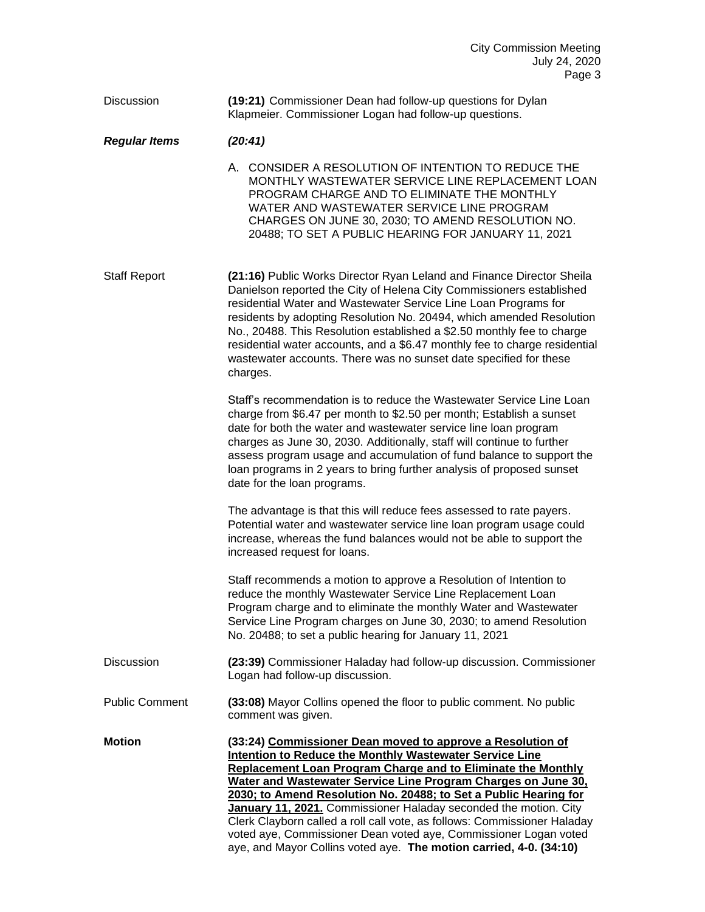Discussion **(19:21)** Commissioner Dean had follow-up questions for Dylan Klapmeier. Commissioner Logan had follow-up questions.

***Regular Items*** ***(20:41)***

A. CONSIDER A RESOLUTION OF INTENTION TO REDUCE THE MONTHLY WASTEWATER SERVICE LINE REPLACEMENT LOAN PROGRAM CHARGE AND TO ELIMINATE THE MONTHLY WATER AND WASTEWATER SERVICE LINE PROGRAM CHARGES ON JUNE 30, 2030; TO AMEND RESOLUTION NO. 20488; TO SET A PUBLIC HEARING FOR JANUARY 11, 2021

Staff Report **(21:16)** Public Works Director Ryan Leland and Finance Director Sheila Danielson reported the City of Helena City Commissioners established residential Water and Wastewater Service Line Loan Programs for residents by adopting Resolution No. 20494, which amended Resolution No., 20488. This Resolution established a $2.50 monthly fee to charge residential water accounts, and a $6.47 monthly fee to charge residential wastewater accounts. There was no sunset date specified for these charges.

Staff's recommendation is to reduce the Wastewater Service Line Loan charge from $6.47 per month to $2.50 per month; Establish a sunset date for both the water and wastewater service line loan program charges as June 30, 2030. Additionally, staff will continue to further assess program usage and accumulation of fund balance to support the loan programs in 2 years to bring further analysis of proposed sunset date for the loan programs.

The advantage is that this will reduce fees assessed to rate payers. Potential water and wastewater service line loan program usage could increase, whereas the fund balances would not be able to support the increased request for loans.

Staff recommends a motion to approve a Resolution of Intention to reduce the monthly Wastewater Service Line Replacement Loan Program charge and to eliminate the monthly Water and Wastewater Service Line Program charges on June 30, 2030; to amend Resolution No. 20488; to set a public hearing for January 11, 2021

Discussion **(23:39)** Commissioner Haladay had follow-up discussion. Commissioner Logan had follow-up discussion.

Public Comment **(33:08)** Mayor Collins opened the floor to public comment. No public comment was given.

**Motion** **(33:24) Commissioner Dean moved to approve a Resolution of Intention to Reduce the Monthly Wastewater Service Line Replacement Loan Program Charge and to Eliminate the Monthly Water and Wastewater Service Line Program Charges on June 30, 2030; to Amend Resolution No. 20488; to Set a Public Hearing for January 11, 2021.** Commissioner Haladay seconded the motion. City Clerk Clayborn called a roll call vote, as follows: Commissioner Haladay voted aye, Commissioner Dean voted aye, Commissioner Logan voted aye, and Mayor Collins voted aye. **The motion carried, 4-0. (34:10)**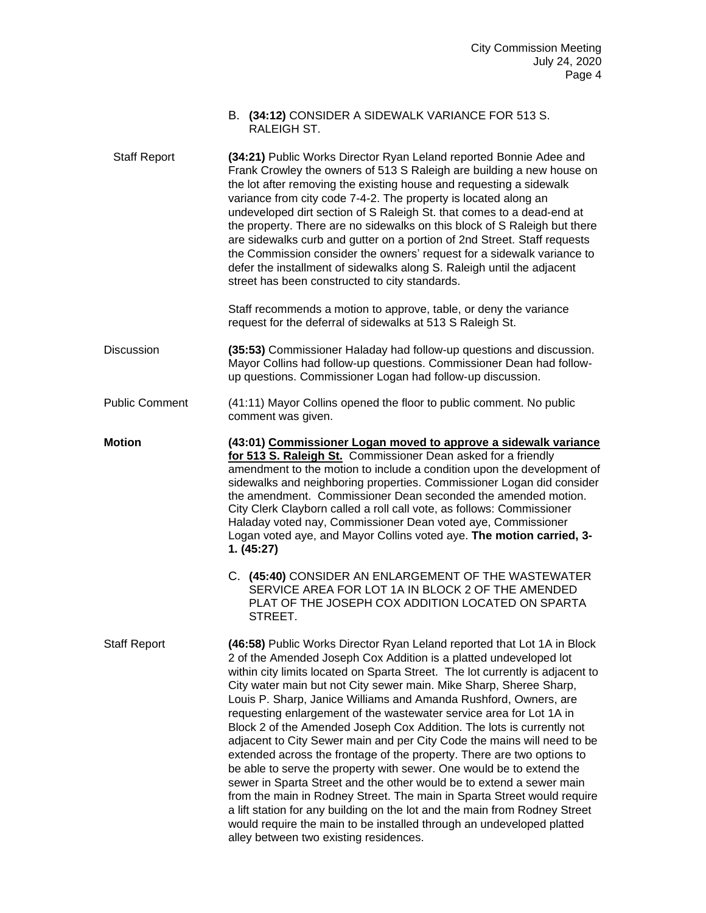B. **(34:12)** CONSIDER A SIDEWALK VARIANCE FOR 513 S. RALEIGH ST.

Staff Report

**(34:21)** Public Works Director Ryan Leland reported Bonnie Adee and Frank Crowley the owners of 513 S Raleigh are building a new house on the lot after removing the existing house and requesting a sidewalk variance from city code 7-4-2. The property is located along an undeveloped dirt section of S Raleigh St. that comes to a dead-end at the property. There are no sidewalks on this block of S Raleigh but there are sidewalks curb and gutter on a portion of 2nd Street. Staff requests the Commission consider the owners' request for a sidewalk variance to defer the installment of sidewalks along S. Raleigh until the adjacent street has been constructed to city standards.

Staff recommends a motion to approve, table, or deny the variance request for the deferral of sidewalks at 513 S Raleigh St.

Discussion

**(35:53)** Commissioner Haladay had follow-up questions and discussion. Mayor Collins had follow-up questions. Commissioner Dean had follow-up questions. Commissioner Logan had follow-up discussion.

Public Comment

(41:11) Mayor Collins opened the floor to public comment. No public comment was given.

**Motion**

**(43:01) <u>Commissioner Logan moved to approve a sidewalk variance for 513 S. Raleigh St.</u>** Commissioner Dean asked for a friendly amendment to the motion to include a condition upon the development of sidewalks and neighboring properties. Commissioner Logan did consider the amendment. Commissioner Dean seconded the amended motion. City Clerk Clayborn called a roll call vote, as follows: Commissioner Haladay voted nay, Commissioner Dean voted aye, Commissioner Logan voted aye, and Mayor Collins voted aye. **The motion carried, 3-1. (45:27)**

C. **(45:40)** CONSIDER AN ENLARGEMENT OF THE WASTEWATER SERVICE AREA FOR LOT 1A IN BLOCK 2 OF THE AMENDED PLAT OF THE JOSEPH COX ADDITION LOCATED ON SPARTA STREET.

Staff Report

**(46:58)** Public Works Director Ryan Leland reported that Lot 1A in Block 2 of the Amended Joseph Cox Addition is a platted undeveloped lot within city limits located on Sparta Street. The lot currently is adjacent to City water main but not City sewer main. Mike Sharp, Sheree Sharp, Louis P. Sharp, Janice Williams and Amanda Rushford, Owners, are requesting enlargement of the wastewater service area for Lot 1A in Block 2 of the Amended Joseph Cox Addition. The lots is currently not adjacent to City Sewer main and per City Code the mains will need to be extended across the frontage of the property. There are two options to be able to serve the property with sewer. One would be to extend the sewer in Sparta Street and the other would be to extend a sewer main from the main in Rodney Street. The main in Sparta Street would require a lift station for any building on the lot and the main from Rodney Street would require the main to be installed through an undeveloped platted alley between two existing residences.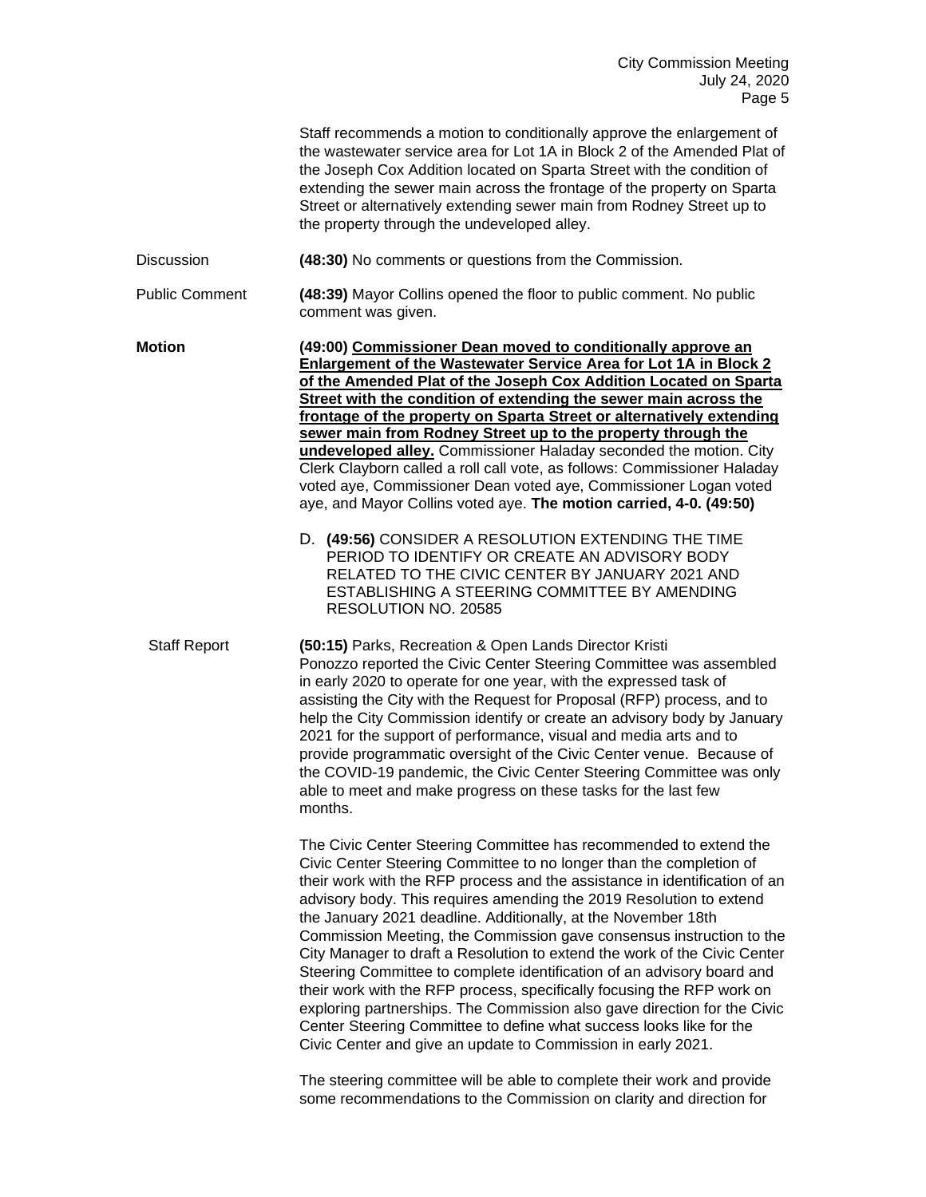Staff recommends a motion to conditionally approve the enlargement of the wastewater service area for Lot 1A in Block 2 of the Amended Plat of the Joseph Cox Addition located on Sparta Street with the condition of extending the sewer main across the frontage of the property on Sparta Street or alternatively extending sewer main from Rodney Street up to the property through the undeveloped alley.

Discussion **(48:30)** No comments or questions from the Commission.

Public Comment **(48:39)** Mayor Collins opened the floor to public comment. No public comment was given.

**Motion** **(49:00) Commissioner Dean moved to conditionally approve an Enlargement of the Wastewater Service Area for Lot 1A in Block 2 of the Amended Plat of the Joseph Cox Addition Located on Sparta Street with the condition of extending the sewer main across the frontage of the property on Sparta Street or alternatively extending sewer main from Rodney Street up to the property through the undeveloped alley.** Commissioner Haladay seconded the motion. City Clerk Clayborn called a roll call vote, as follows: Commissioner Haladay voted aye, Commissioner Dean voted aye, Commissioner Logan voted aye, and Mayor Collins voted aye. **The motion carried, 4-0. (49:50)**

D. **(49:56)** CONSIDER A RESOLUTION EXTENDING THE TIME PERIOD TO IDENTIFY OR CREATE AN ADVISORY BODY RELATED TO THE CIVIC CENTER BY JANUARY 2021 AND ESTABLISHING A STEERING COMMITTEE BY AMENDING RESOLUTION NO. 20585

Staff Report **(50:15)** Parks, Recreation & Open Lands Director Kristi Ponozzo reported the Civic Center Steering Committee was assembled in early 2020 to operate for one year, with the expressed task of assisting the City with the Request for Proposal (RFP) process, and to help the City Commission identify or create an advisory body by January 2021 for the support of performance, visual and media arts and to provide programmatic oversight of the Civic Center venue. Because of the COVID-19 pandemic, the Civic Center Steering Committee was only able to meet and make progress on these tasks for the last few months.

The Civic Center Steering Committee has recommended to extend the Civic Center Steering Committee to no longer than the completion of their work with the RFP process and the assistance in identification of an advisory body. This requires amending the 2019 Resolution to extend the January 2021 deadline. Additionally, at the November 18th Commission Meeting, the Commission gave consensus instruction to the City Manager to draft a Resolution to extend the work of the Civic Center Steering Committee to complete identification of an advisory board and their work with the RFP process, specifically focusing the RFP work on exploring partnerships. The Commission also gave direction for the Civic Center Steering Committee to define what success looks like for the Civic Center and give an update to Commission in early 2021.

The steering committee will be able to complete their work and provide some recommendations to the Commission on clarity and direction for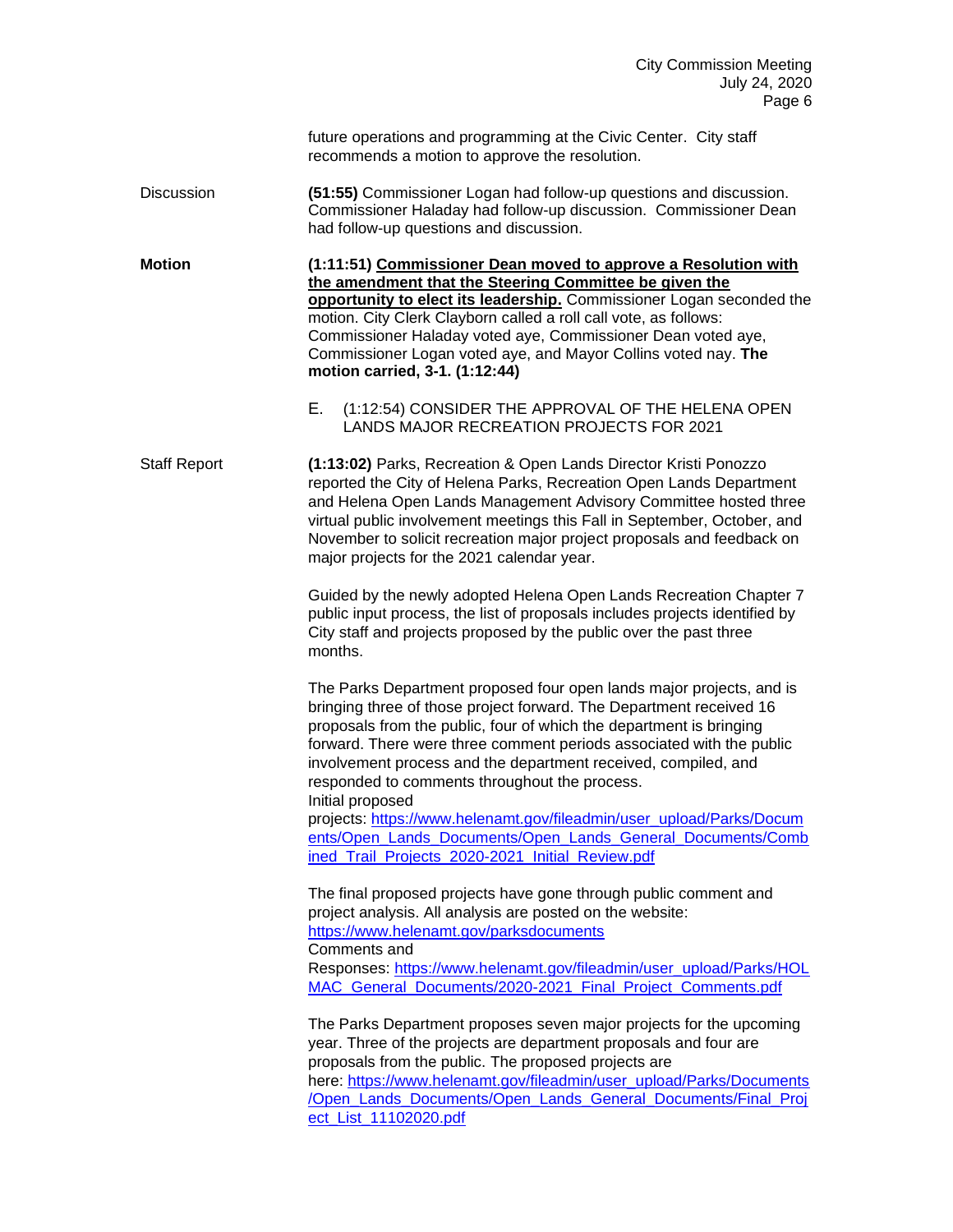future operations and programming at the Civic Center. City staff recommends a motion to approve the resolution.

Discussion

**(51:55)** Commissioner Logan had follow-up questions and discussion. Commissioner Haladay had follow-up discussion. Commissioner Dean had follow-up questions and discussion.

**Motion**

**(1:11:51) Commissioner Dean moved to approve a Resolution with the amendment that the Steering Committee be given the opportunity to elect its leadership.** Commissioner Logan seconded the motion. City Clerk Clayborn called a roll call vote, as follows: Commissioner Haladay voted aye, Commissioner Dean voted aye, Commissioner Logan voted aye, and Mayor Collins voted nay. **The motion carried, 3-1. (1:12:44)**

E. (1:12:54) CONSIDER THE APPROVAL OF THE HELENA OPEN LANDS MAJOR RECREATION PROJECTS FOR 2021

Staff Report

**(1:13:02)** Parks, Recreation & Open Lands Director Kristi Ponozzo reported the City of Helena Parks, Recreation Open Lands Department and Helena Open Lands Management Advisory Committee hosted three virtual public involvement meetings this Fall in September, October, and November to solicit recreation major project proposals and feedback on major projects for the 2021 calendar year.

Guided by the newly adopted Helena Open Lands Recreation Chapter 7 public input process, the list of proposals includes projects identified by City staff and projects proposed by the public over the past three months.

The Parks Department proposed four open lands major projects, and is bringing three of those project forward. The Department received 16 proposals from the public, four of which the department is bringing forward. There were three comment periods associated with the public involvement process and the department received, compiled, and responded to comments throughout the process.
Initial proposed projects: https://www.helenamt.gov/fileadmin/user_upload/Parks/Documents/Open_Lands_Documents/Open_Lands_General_Documents/Combined_Trail_Projects_2020-2021_Initial_Review.pdf

The final proposed projects have gone through public comment and project analysis. All analysis are posted on the website: https://www.helenamt.gov/parksdocuments
Comments and Responses: https://www.helenamt.gov/fileadmin/user_upload/Parks/HOLMAC_General_Documents/2020-2021_Final_Project_Comments.pdf

The Parks Department proposes seven major projects for the upcoming year. Three of the projects are department proposals and four are proposals from the public. The proposed projects are here: https://www.helenamt.gov/fileadmin/user_upload/Parks/Documents/Open_Lands_Documents/Open_Lands_General_Documents/Final_Project_List_11102020.pdf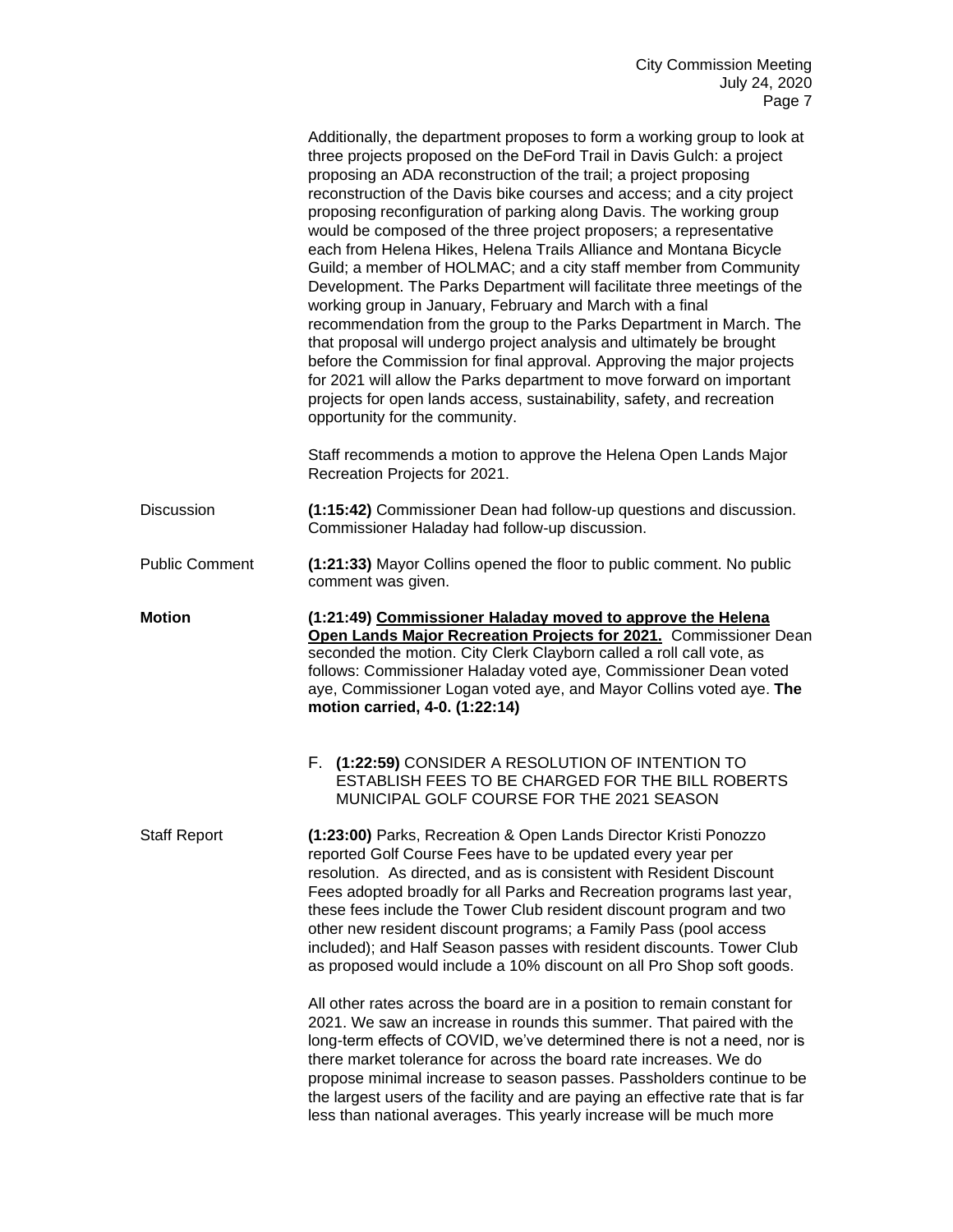Additionally, the department proposes to form a working group to look at three projects proposed on the DeFord Trail in Davis Gulch: a project proposing an ADA reconstruction of the trail; a project proposing reconstruction of the Davis bike courses and access; and a city project proposing reconfiguration of parking along Davis. The working group would be composed of the three project proposers; a representative each from Helena Hikes, Helena Trails Alliance and Montana Bicycle Guild; a member of HOLMAC; and a city staff member from Community Development. The Parks Department will facilitate three meetings of the working group in January, February and March with a final recommendation from the group to the Parks Department in March. The that proposal will undergo project analysis and ultimately be brought before the Commission for final approval. Approving the major projects for 2021 will allow the Parks department to move forward on important projects for open lands access, sustainability, safety, and recreation opportunity for the community.

Staff recommends a motion to approve the Helena Open Lands Major Recreation Projects for 2021.

Discussion **(1:15:42)** Commissioner Dean had follow-up questions and discussion. Commissioner Haladay had follow-up discussion.

Public Comment **(1:21:33)** Mayor Collins opened the floor to public comment. No public comment was given.

**Motion** **(1:21:49) Commissioner Haladay moved to approve the Helena Open Lands Major Recreation Projects for 2021.** Commissioner Dean seconded the motion. City Clerk Clayborn called a roll call vote, as follows: Commissioner Haladay voted aye, Commissioner Dean voted aye, Commissioner Logan voted aye, and Mayor Collins voted aye. **The motion carried, 4-0. (1:22:14)**

F. **(1:22:59)** CONSIDER A RESOLUTION OF INTENTION TO ESTABLISH FEES TO BE CHARGED FOR THE BILL ROBERTS MUNICIPAL GOLF COURSE FOR THE 2021 SEASON

Staff Report **(1:23:00)** Parks, Recreation & Open Lands Director Kristi Ponozzo reported Golf Course Fees have to be updated every year per resolution. As directed, and as is consistent with Resident Discount Fees adopted broadly for all Parks and Recreation programs last year, these fees include the Tower Club resident discount program and two other new resident discount programs; a Family Pass (pool access included); and Half Season passes with resident discounts. Tower Club as proposed would include a 10% discount on all Pro Shop soft goods.

All other rates across the board are in a position to remain constant for 2021. We saw an increase in rounds this summer. That paired with the long-term effects of COVID, we've determined there is not a need, nor is there market tolerance for across the board rate increases. We do propose minimal increase to season passes. Passholders continue to be the largest users of the facility and are paying an effective rate that is far less than national averages. This yearly increase will be much more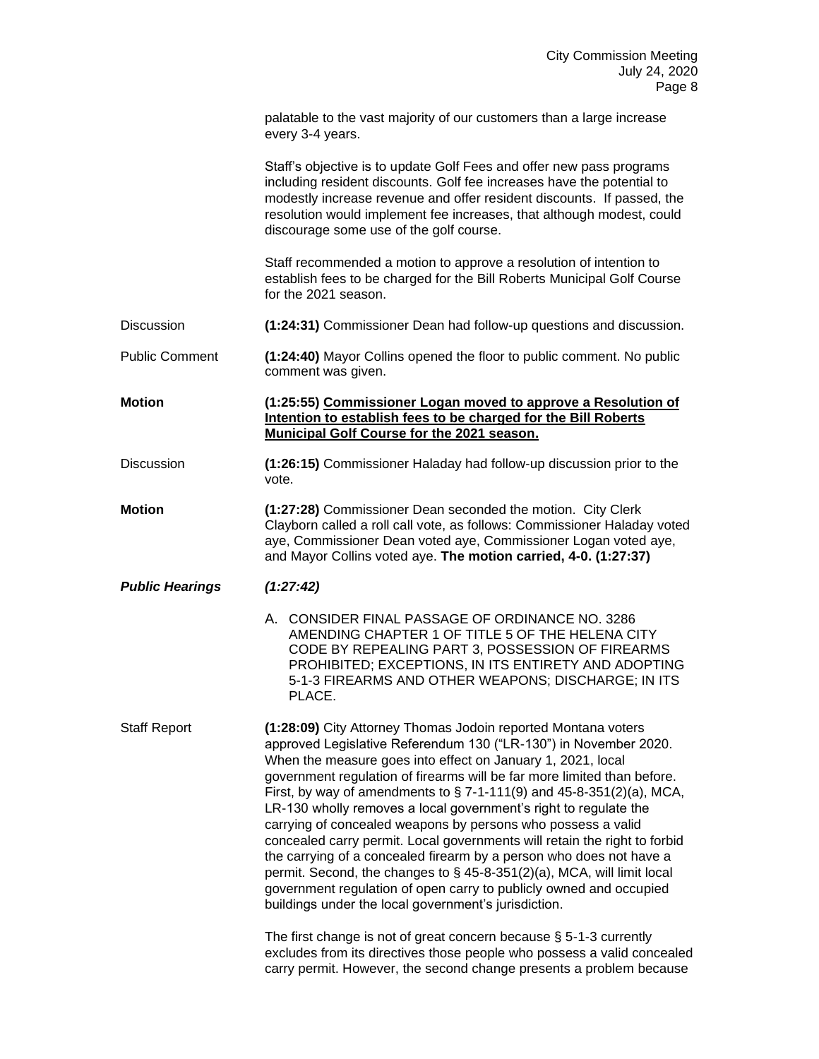palatable to the vast majority of our customers than a large increase every 3-4 years.

Staff's objective is to update Golf Fees and offer new pass programs including resident discounts. Golf fee increases have the potential to modestly increase revenue and offer resident discounts. If passed, the resolution would implement fee increases, that although modest, could discourage some use of the golf course.

Staff recommended a motion to approve a resolution of intention to establish fees to be charged for the Bill Roberts Municipal Golf Course for the 2021 season.

Discussion **(1:24:31)** Commissioner Dean had follow-up questions and discussion.

Public Comment **(1:24:40)** Mayor Collins opened the floor to public comment. No public comment was given.

**Motion** **(1:25:55) Commissioner Logan moved to approve a Resolution of Intention to establish fees to be charged for the Bill Roberts Municipal Golf Course for the 2021 season.**

Discussion **(1:26:15)** Commissioner Haladay had follow-up discussion prior to the vote.

**Motion** **(1:27:28)** Commissioner Dean seconded the motion. City Clerk Clayborn called a roll call vote, as follows: Commissioner Haladay voted aye, Commissioner Dean voted aye, Commissioner Logan voted aye, and Mayor Collins voted aye. **The motion carried, 4-0. (1:27:37)**

***Public Hearings*** ***(1:27:42)***

A. CONSIDER FINAL PASSAGE OF ORDINANCE NO. 3286 AMENDING CHAPTER 1 OF TITLE 5 OF THE HELENA CITY CODE BY REPEALING PART 3, POSSESSION OF FIREARMS PROHIBITED; EXCEPTIONS, IN ITS ENTIRETY AND ADOPTING 5-1-3 FIREARMS AND OTHER WEAPONS; DISCHARGE; IN ITS PLACE.

Staff Report **(1:28:09)** City Attorney Thomas Jodoin reported Montana voters approved Legislative Referendum 130 ("LR-130") in November 2020. When the measure goes into effect on January 1, 2021, local government regulation of firearms will be far more limited than before. First, by way of amendments to § 7-1-111(9) and 45-8-351(2)(a), MCA, LR-130 wholly removes a local government's right to regulate the carrying of concealed weapons by persons who possess a valid concealed carry permit. Local governments will retain the right to forbid the carrying of a concealed firearm by a person who does not have a permit. Second, the changes to § 45-8-351(2)(a), MCA, will limit local government regulation of open carry to publicly owned and occupied buildings under the local government's jurisdiction.

The first change is not of great concern because § 5-1-3 currently excludes from its directives those people who possess a valid concealed carry permit. However, the second change presents a problem because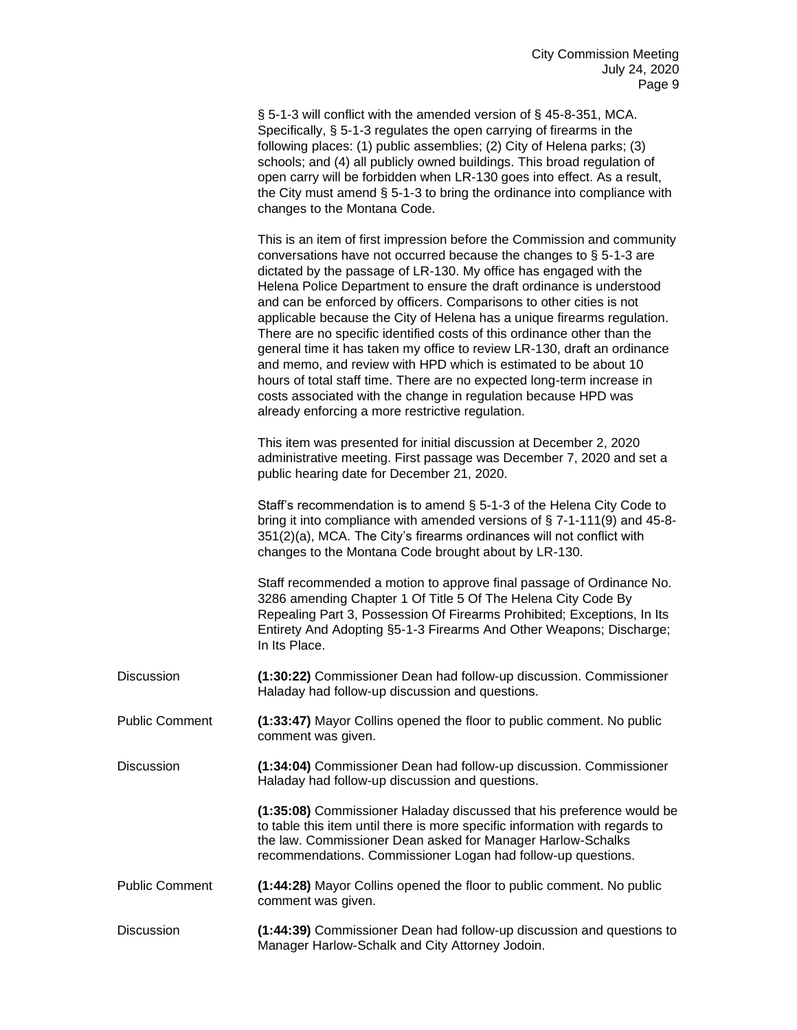§ 5-1-3 will conflict with the amended version of § 45-8-351, MCA. Specifically, § 5-1-3 regulates the open carrying of firearms in the following places: (1) public assemblies; (2) City of Helena parks; (3) schools; and (4) all publicly owned buildings. This broad regulation of open carry will be forbidden when LR-130 goes into effect. As a result, the City must amend § 5-1-3 to bring the ordinance into compliance with changes to the Montana Code.

This is an item of first impression before the Commission and community conversations have not occurred because the changes to § 5-1-3 are dictated by the passage of LR-130. My office has engaged with the Helena Police Department to ensure the draft ordinance is understood and can be enforced by officers. Comparisons to other cities is not applicable because the City of Helena has a unique firearms regulation. There are no specific identified costs of this ordinance other than the general time it has taken my office to review LR-130, draft an ordinance and memo, and review with HPD which is estimated to be about 10 hours of total staff time. There are no expected long-term increase in costs associated with the change in regulation because HPD was already enforcing a more restrictive regulation.

This item was presented for initial discussion at December 2, 2020 administrative meeting. First passage was December 7, 2020 and set a public hearing date for December 21, 2020.

Staff's recommendation is to amend § 5-1-3 of the Helena City Code to bring it into compliance with amended versions of § 7-1-111(9) and 45-8-351(2)(a), MCA. The City's firearms ordinances will not conflict with changes to the Montana Code brought about by LR-130.

Staff recommended a motion to approve final passage of Ordinance No. 3286 amending Chapter 1 Of Title 5 Of The Helena City Code By Repealing Part 3, Possession Of Firearms Prohibited; Exceptions, In Its Entirety And Adopting §5-1-3 Firearms And Other Weapons; Discharge; In Its Place.

Discussion — **(1:30:22)** Commissioner Dean had follow-up discussion. Commissioner Haladay had follow-up discussion and questions.

Public Comment — **(1:33:47)** Mayor Collins opened the floor to public comment. No public comment was given.

Discussion — **(1:34:04)** Commissioner Dean had follow-up discussion. Commissioner Haladay had follow-up discussion and questions.

**(1:35:08)** Commissioner Haladay discussed that his preference would be to table this item until there is more specific information with regards to the law. Commissioner Dean asked for Manager Harlow-Schalks recommendations. Commissioner Logan had follow-up questions.

Public Comment — **(1:44:28)** Mayor Collins opened the floor to public comment. No public comment was given.

Discussion — **(1:44:39)** Commissioner Dean had follow-up discussion and questions to Manager Harlow-Schalk and City Attorney Jodoin.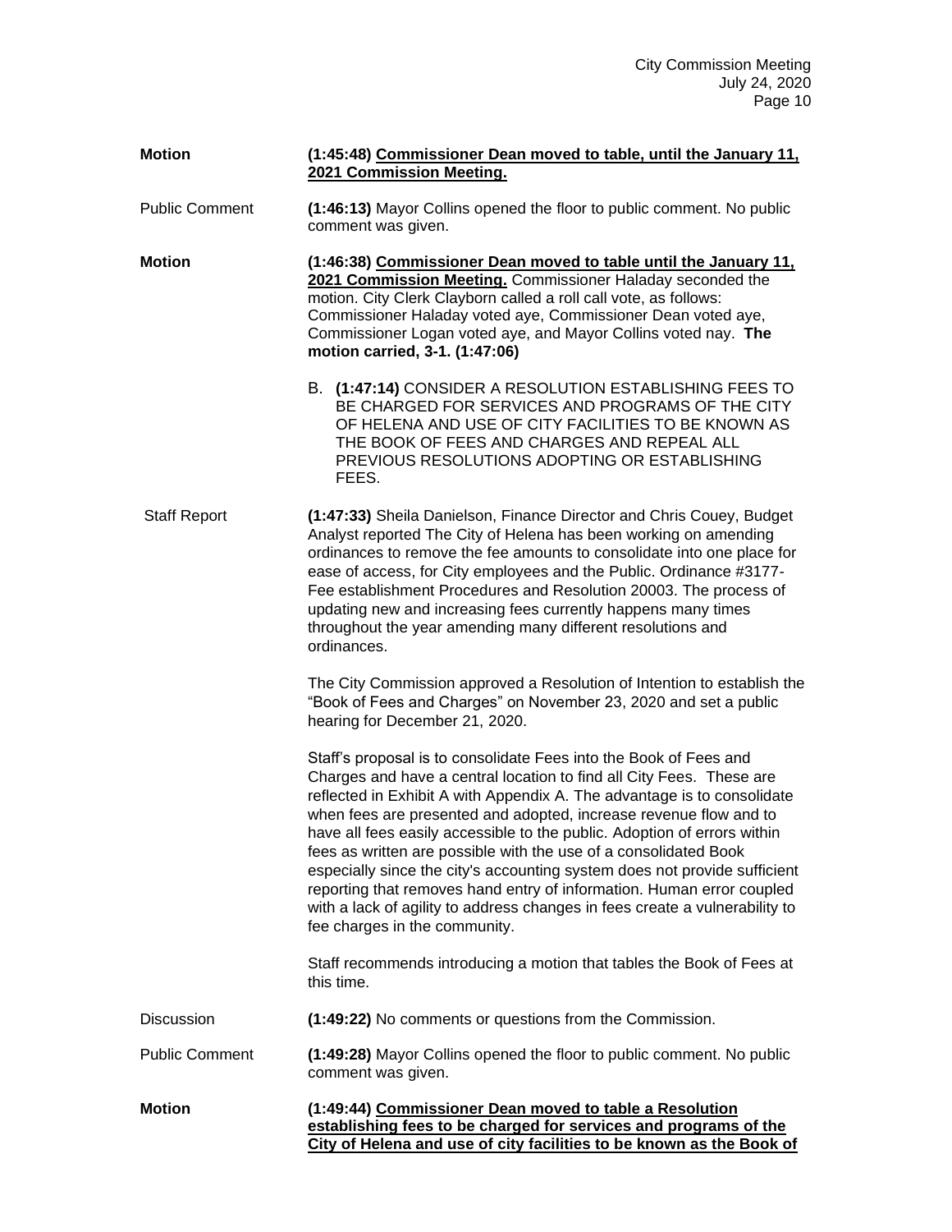**Motion** **(1:45:48) <u>Commissioner Dean moved to table, until the January 11, 2021 Commission Meeting.</u>**

Public Comment **(1:46:13)** Mayor Collins opened the floor to public comment. No public comment was given.

**Motion** **(1:46:38) <u>Commissioner Dean moved to table until the January 11, 2021 Commission Meeting.</u>** Commissioner Haladay seconded the motion. City Clerk Clayborn called a roll call vote, as follows: Commissioner Haladay voted aye, Commissioner Dean voted aye, Commissioner Logan voted aye, and Mayor Collins voted nay. **The motion carried, 3-1. (1:47:06)**

B. **(1:47:14)** CONSIDER A RESOLUTION ESTABLISHING FEES TO BE CHARGED FOR SERVICES AND PROGRAMS OF THE CITY OF HELENA AND USE OF CITY FACILITIES TO BE KNOWN AS THE BOOK OF FEES AND CHARGES AND REPEAL ALL PREVIOUS RESOLUTIONS ADOPTING OR ESTABLISHING FEES.

Staff Report **(1:47:33)** Sheila Danielson, Finance Director and Chris Couey, Budget Analyst reported The City of Helena has been working on amending ordinances to remove the fee amounts to consolidate into one place for ease of access, for City employees and the Public. Ordinance #3177-Fee establishment Procedures and Resolution 20003. The process of updating new and increasing fees currently happens many times throughout the year amending many different resolutions and ordinances.

The City Commission approved a Resolution of Intention to establish the "Book of Fees and Charges" on November 23, 2020 and set a public hearing for December 21, 2020.

Staff's proposal is to consolidate Fees into the Book of Fees and Charges and have a central location to find all City Fees. These are reflected in Exhibit A with Appendix A. The advantage is to consolidate when fees are presented and adopted, increase revenue flow and to have all fees easily accessible to the public. Adoption of errors within fees as written are possible with the use of a consolidated Book especially since the city's accounting system does not provide sufficient reporting that removes hand entry of information. Human error coupled with a lack of agility to address changes in fees create a vulnerability to fee charges in the community.

Staff recommends introducing a motion that tables the Book of Fees at this time.

Discussion **(1:49:22)** No comments or questions from the Commission.

Public Comment **(1:49:28)** Mayor Collins opened the floor to public comment. No public comment was given.

**Motion** **(1:49:44) <u>Commissioner Dean moved to table a Resolution establishing fees to be charged for services and programs of the City of Helena and use of city facilities to be known as the Book of</u>**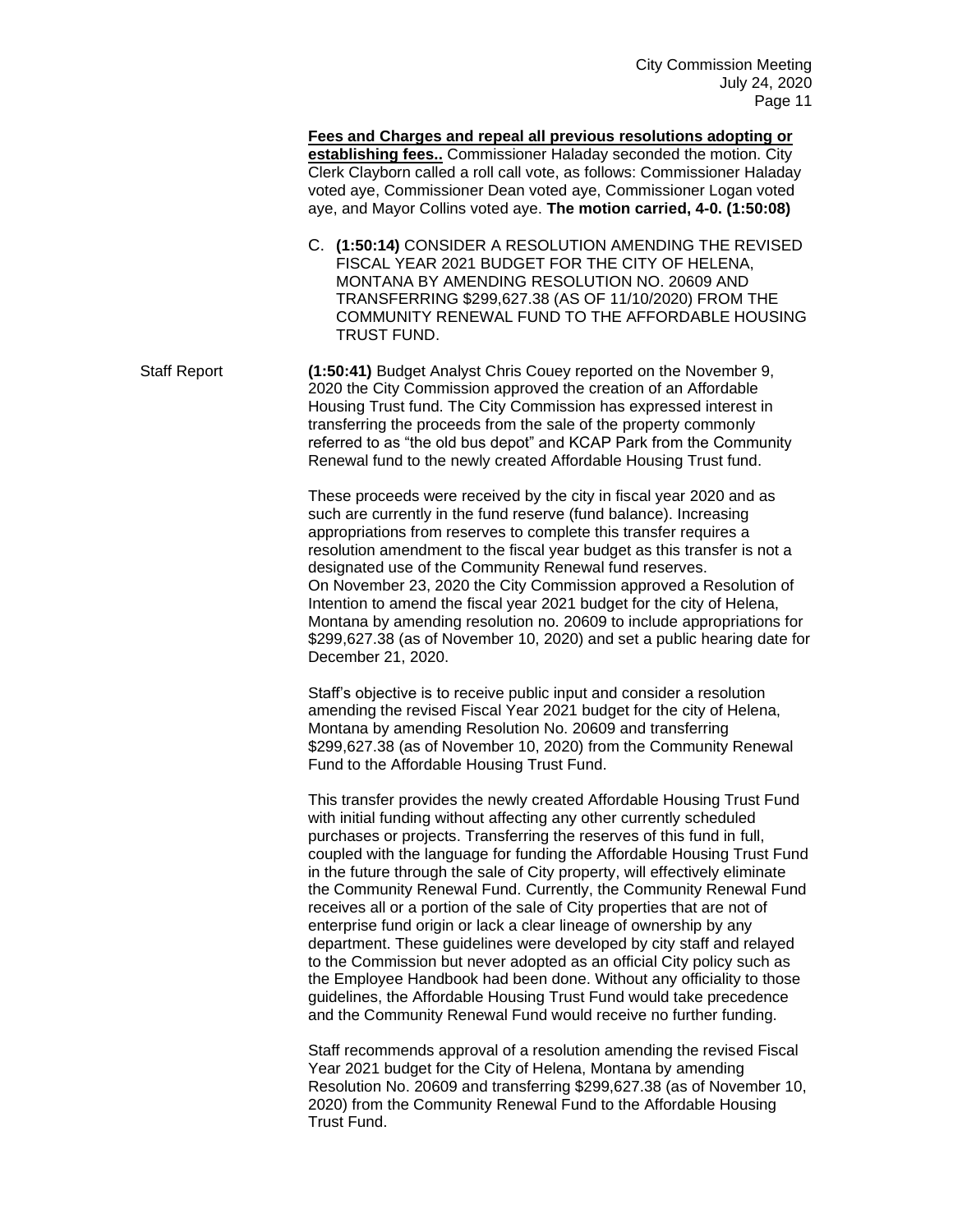**Fees and Charges and repeal all previous resolutions adopting or establishing fees..** Commissioner Haladay seconded the motion. City Clerk Clayborn called a roll call vote, as follows: Commissioner Haladay voted aye, Commissioner Dean voted aye, Commissioner Logan voted aye, and Mayor Collins voted aye. **The motion carried, 4-0. (1:50:08)**

C. **(1:50:14)** CONSIDER A RESOLUTION AMENDING THE REVISED FISCAL YEAR 2021 BUDGET FOR THE CITY OF HELENA, MONTANA BY AMENDING RESOLUTION NO. 20609 AND TRANSFERRING $299,627.38 (AS OF 11/10/2020) FROM THE COMMUNITY RENEWAL FUND TO THE AFFORDABLE HOUSING TRUST FUND.

Staff Report

**(1:50:41)** Budget Analyst Chris Couey reported on the November 9, 2020 the City Commission approved the creation of an Affordable Housing Trust fund. The City Commission has expressed interest in transferring the proceeds from the sale of the property commonly referred to as "the old bus depot" and KCAP Park from the Community Renewal fund to the newly created Affordable Housing Trust fund.

These proceeds were received by the city in fiscal year 2020 and as such are currently in the fund reserve (fund balance). Increasing appropriations from reserves to complete this transfer requires a resolution amendment to the fiscal year budget as this transfer is not a designated use of the Community Renewal fund reserves.
On November 23, 2020 the City Commission approved a Resolution of Intention to amend the fiscal year 2021 budget for the city of Helena, Montana by amending resolution no. 20609 to include appropriations for $299,627.38 (as of November 10, 2020) and set a public hearing date for December 21, 2020.

Staff's objective is to receive public input and consider a resolution amending the revised Fiscal Year 2021 budget for the city of Helena, Montana by amending Resolution No. 20609 and transferring $299,627.38 (as of November 10, 2020) from the Community Renewal Fund to the Affordable Housing Trust Fund.

This transfer provides the newly created Affordable Housing Trust Fund with initial funding without affecting any other currently scheduled purchases or projects. Transferring the reserves of this fund in full, coupled with the language for funding the Affordable Housing Trust Fund in the future through the sale of City property, will effectively eliminate the Community Renewal Fund. Currently, the Community Renewal Fund receives all or a portion of the sale of City properties that are not of enterprise fund origin or lack a clear lineage of ownership by any department. These guidelines were developed by city staff and relayed to the Commission but never adopted as an official City policy such as the Employee Handbook had been done. Without any officiality to those guidelines, the Affordable Housing Trust Fund would take precedence and the Community Renewal Fund would receive no further funding.

Staff recommends approval of a resolution amending the revised Fiscal Year 2021 budget for the City of Helena, Montana by amending Resolution No. 20609 and transferring $299,627.38 (as of November 10, 2020) from the Community Renewal Fund to the Affordable Housing Trust Fund.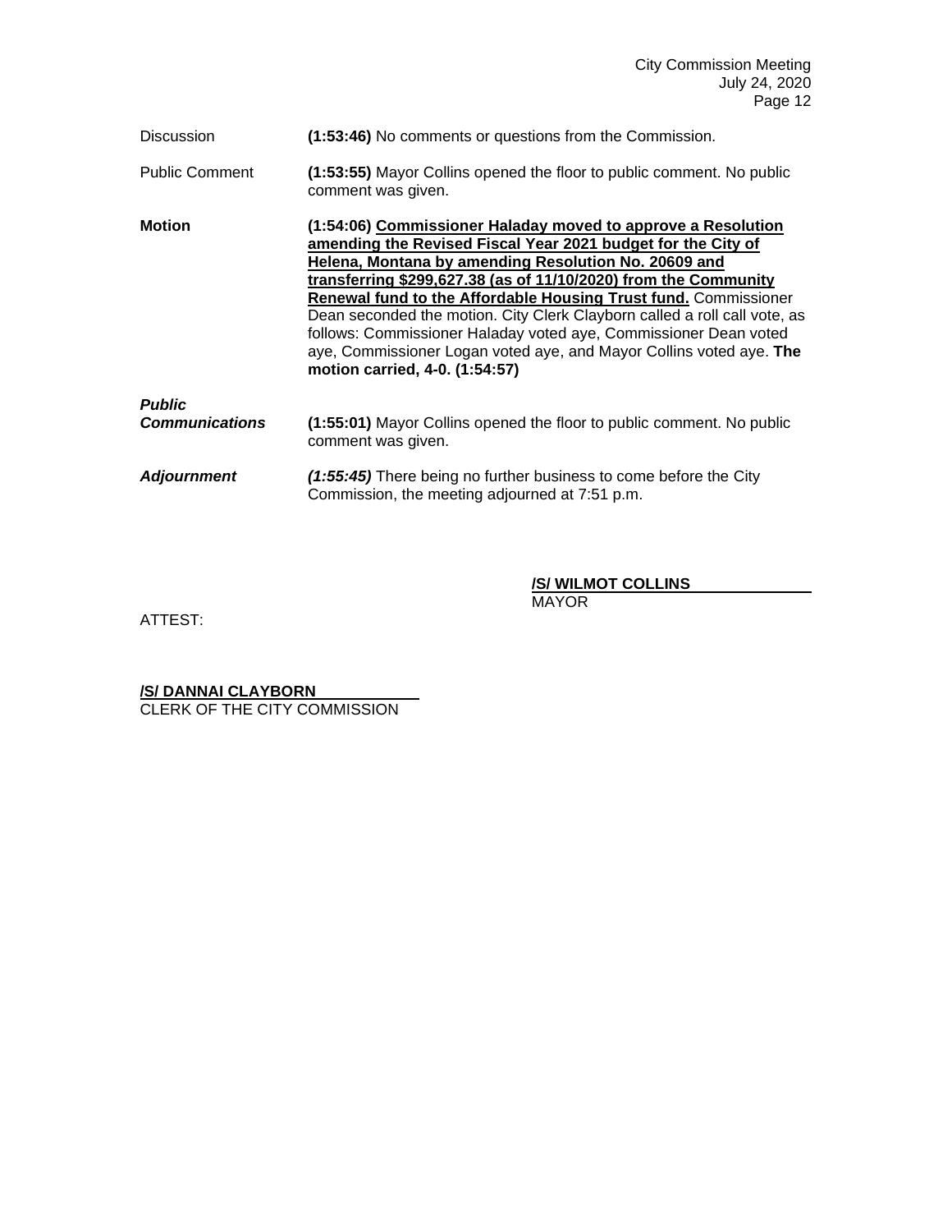Discussion **(1:53:46)** No comments or questions from the Commission.

Public Comment **(1:53:55)** Mayor Collins opened the floor to public comment. No public comment was given.

**Motion** **(1:54:06) Commissioner Haladay moved to approve a Resolution amending the Revised Fiscal Year 2021 budget for the City of Helena, Montana by amending Resolution No. 20609 and transferring $299,627.38 (as of 11/10/2020) from the Community Renewal fund to the Affordable Housing Trust fund.** Commissioner Dean seconded the motion. City Clerk Clayborn called a roll call vote, as follows: Commissioner Haladay voted aye, Commissioner Dean voted aye, Commissioner Logan voted aye, and Mayor Collins voted aye. **The motion carried, 4-0. (1:54:57)**

***Public Communications*** **(1:55:01)** Mayor Collins opened the floor to public comment. No public comment was given.

***Adjournment*** ***(1:55:45)*** There being no further business to come before the City Commission, the meeting adjourned at 7:51 p.m.

**/S/ WILMOT COLLINS**
MAYOR

ATTEST:

**/S/ DANNAI CLAYBORN**
CLERK OF THE CITY COMMISSION